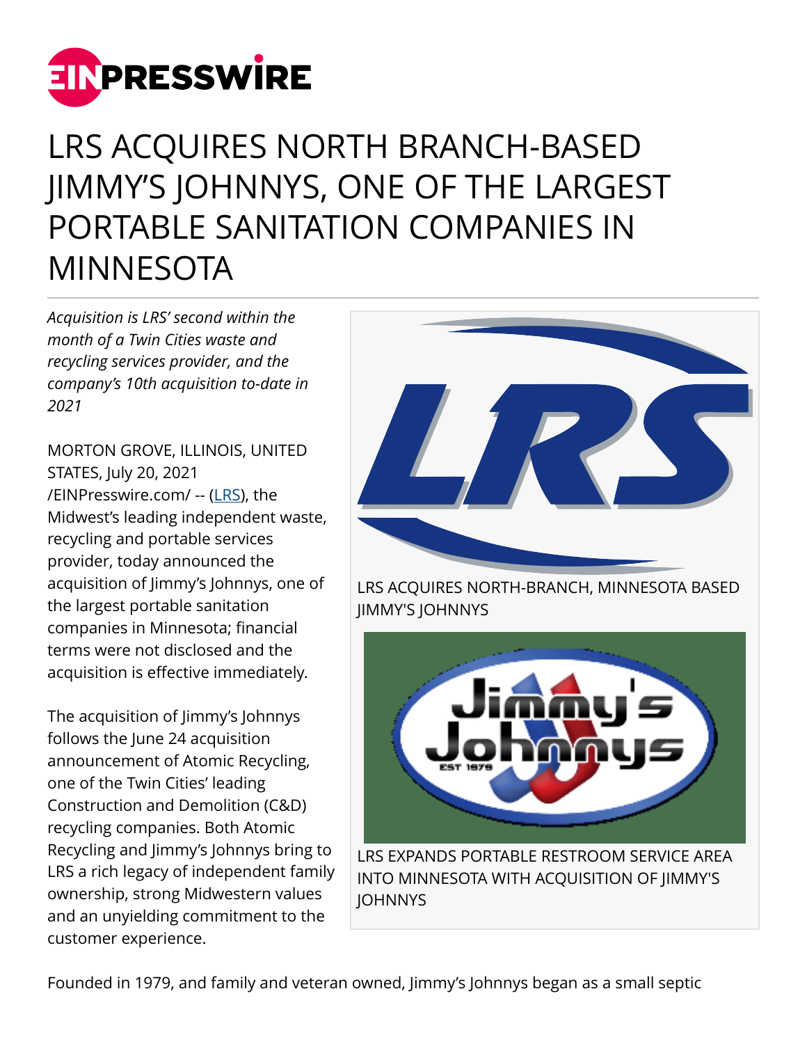# LRS ACQUIRES NORTH BRANCH-BASED JIMMY'S JOHNNYS, ONE OF THE LARGEST PORTABLE SANITATION COMPANIES IN MINNESOTA

*Acquisition is LRS' second within the month of a Twin Cities waste and recycling services provider, and the company's 10th acquisition to-date in 2021*

MORTON GROVE, ILLINOIS, UNITED STATES, July 20, 2021 /EINPresswire.com/ -- (LRS), the Midwest's leading independent waste, recycling and portable services provider, today announced the acquisition of Jimmy's Johnnys, one of the largest portable sanitation companies in Minnesota; financial terms were not disclosed and the acquisition is effective immediately.

LRS ACQUIRES NORTH-BRANCH, MINNESOTA BASED JIMMY'S JOHNNYS

LRS EXPANDS PORTABLE RESTROOM SERVICE AREA INTO MINNESOTA WITH ACQUISITION OF JIMMY'S JOHNNYS

The acquisition of Jimmy's Johnnys follows the June 24 acquisition announcement of Atomic Recycling, one of the Twin Cities' leading Construction and Demolition (C&D) recycling companies. Both Atomic Recycling and Jimmy's Johnnys bring to LRS a rich legacy of independent family ownership, strong Midwestern values and an unyielding commitment to the customer experience.

Founded in 1979, and family and veteran owned, Jimmy's Johnnys began as a small septic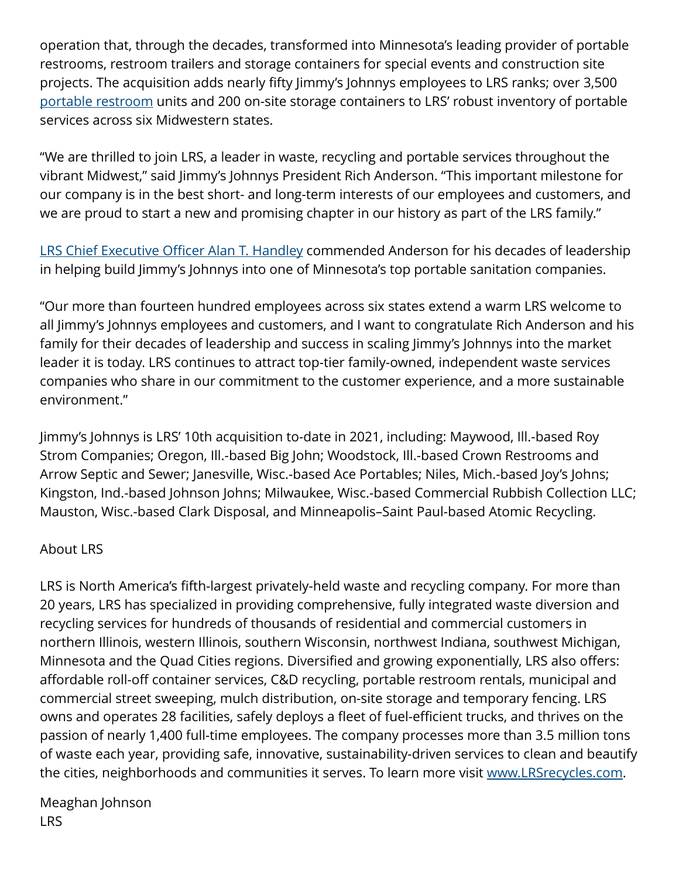operation that, through the decades, transformed into Minnesota's leading provider of portable restrooms, restroom trailers and storage containers for special events and construction site projects. The acquisition adds nearly fifty Jimmy's Johnnys employees to LRS ranks; over 3,500 portable restroom units and 200 on-site storage containers to LRS' robust inventory of portable services across six Midwestern states.

"We are thrilled to join LRS, a leader in waste, recycling and portable services throughout the vibrant Midwest," said Jimmy's Johnnys President Rich Anderson. "This important milestone for our company is in the best short- and long-term interests of our employees and customers, and we are proud to start a new and promising chapter in our history as part of the LRS family."

LRS Chief Executive Officer Alan T. Handley commended Anderson for his decades of leadership in helping build Jimmy's Johnnys into one of Minnesota's top portable sanitation companies.

"Our more than fourteen hundred employees across six states extend a warm LRS welcome to all Jimmy's Johnnys employees and customers, and I want to congratulate Rich Anderson and his family for their decades of leadership and success in scaling Jimmy's Johnnys into the market leader it is today. LRS continues to attract top-tier family-owned, independent waste services companies who share in our commitment to the customer experience, and a more sustainable environment."

Jimmy's Johnnys is LRS' 10th acquisition to-date in 2021, including: Maywood, Ill.-based Roy Strom Companies; Oregon, Ill.-based Big John; Woodstock, Ill.-based Crown Restrooms and Arrow Septic and Sewer; Janesville, Wisc.-based Ace Portables; Niles, Mich.-based Joy's Johns; Kingston, Ind.-based Johnson Johns; Milwaukee, Wisc.-based Commercial Rubbish Collection LLC; Mauston, Wisc.-based Clark Disposal, and Minneapolis–Saint Paul-based Atomic Recycling.

About LRS

LRS is North America's fifth-largest privately-held waste and recycling company. For more than 20 years, LRS has specialized in providing comprehensive, fully integrated waste diversion and recycling services for hundreds of thousands of residential and commercial customers in northern Illinois, western Illinois, southern Wisconsin, northwest Indiana, southwest Michigan, Minnesota and the Quad Cities regions. Diversified and growing exponentially, LRS also offers: affordable roll-off container services, C&D recycling, portable restroom rentals, municipal and commercial street sweeping, mulch distribution, on-site storage and temporary fencing. LRS owns and operates 28 facilities, safely deploys a fleet of fuel-efficient trucks, and thrives on the passion of nearly 1,400 full-time employees. The company processes more than 3.5 million tons of waste each year, providing safe, innovative, sustainability-driven services to clean and beautify the cities, neighborhoods and communities it serves. To learn more visit www.LRSrecycles.com.

Meaghan Johnson  
LRS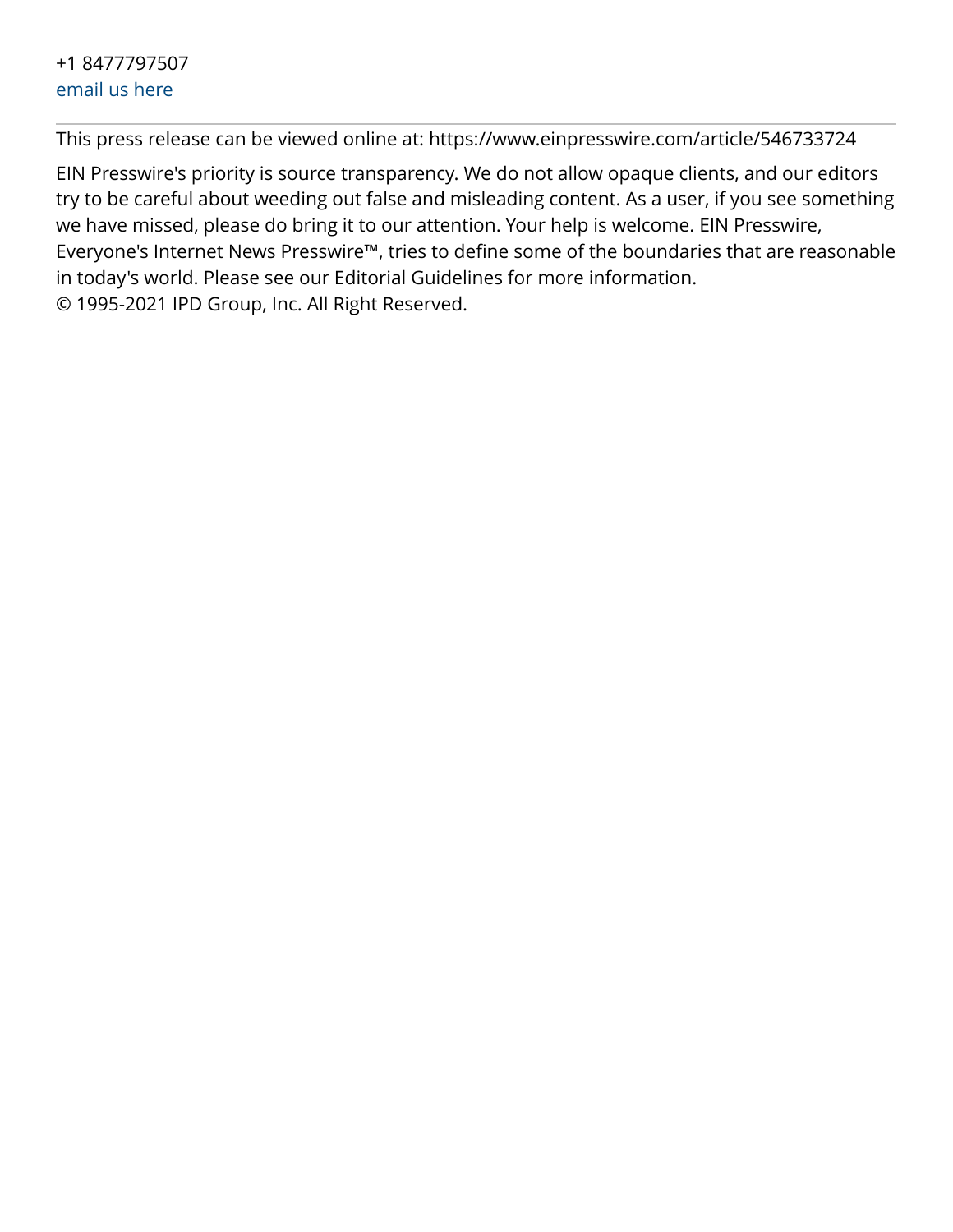+1 8477797507
email us here

---

This press release can be viewed online at: https://www.einpresswire.com/article/546733724

EIN Presswire's priority is source transparency. We do not allow opaque clients, and our editors try to be careful about weeding out false and misleading content. As a user, if you see something we have missed, please do bring it to our attention. Your help is welcome. EIN Presswire, Everyone's Internet News Presswire™, tries to define some of the boundaries that are reasonable in today's world. Please see our Editorial Guidelines for more information.
© 1995-2021 IPD Group, Inc. All Right Reserved.